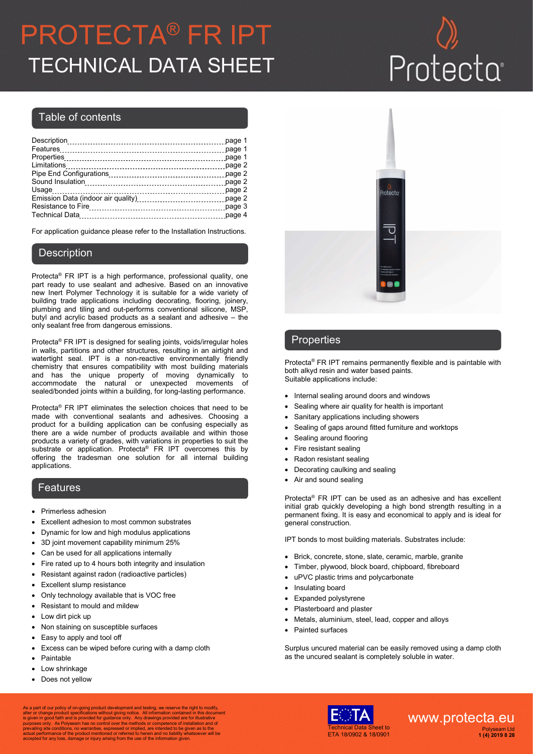# PROTECTA® FR IPT
# TECHNICAL DATA SHEET

## Table of contents

| | |
|---|---|
| Description | page 1 |
| Features | page 1 |
| Properties | page 1 |
| Limitations | page 2 |
| Pipe End Configurations | page 2 |
| Sound Insulation | page 2 |
| Usage | page 2 |
| Emission Data (indoor air quality) | page 2 |
| Resistance to Fire | page 3 |
| Technical Data | page 4 |

For application guidance please refer to the Installation Instructions.

## Description

Protecta® FR IPT is a high performance, professional quality, one part ready to use sealant and adhesive. Based on an innovative new Inert Polymer Technology it is suitable for a wide variety of building trade applications including decorating, flooring, joinery, plumbing and tiling and out-performs conventional silicone, MSP, butyl and acrylic based products as a sealant and adhesive – the only sealant free from dangerous emissions.

Protecta® FR IPT is designed for sealing joints, voids/irregular holes in walls, partitions and other structures, resulting in an airtight and watertight seal. IPT is a non-reactive environmentally friendly chemistry that ensures compatibility with most building materials and has the unique property of moving dynamically to accommodate the natural or unexpected movements of sealed/bonded joints within a building, for long-lasting performance.

Protecta® FR IPT eliminates the selection choices that need to be made with conventional sealants and adhesives. Choosing a product for a building application can be confusing especially as there are a wide number of products available and within those products a variety of grades, with variations in properties to suit the substrate or application. Protecta® FR IPT overcomes this by offering the tradesman one solution for all internal building applications.

## Features

- Primerless adhesion
- Excellent adhesion to most common substrates
- Dynamic for low and high modulus applications
- 3D joint movement capability minimum 25%
- Can be used for all applications internally
- Fire rated up to 4 hours both integrity and insulation
- Resistant against radon (radioactive particles)
- Excellent slump resistance
- Only technology available that is VOC free
- Resistant to mould and mildew
- Low dirt pick up
- Non staining on susceptible surfaces
- Easy to apply and tool off
- Excess can be wiped before curing with a damp cloth
- Paintable
- Low shrinkage
- Does not yellow

## Properties

Protecta® FR IPT remains permanently flexible and is paintable with both alkyd resin and water based paints.
Suitable applications include:

- Internal sealing around doors and windows
- Sealing where air quality for health is important
- Sanitary applications including showers
- Sealing of gaps around fitted furniture and worktops
- Sealing around flooring
- Fire resistant sealing
- Radon resistant sealing
- Decorating caulking and sealing
- Air and sound sealing

Protecta® FR IPT can be used as an adhesive and has excellent initial grab quickly developing a high bond strength resulting in a permanent fixing. It is easy and economical to apply and is ideal for general construction.

IPT bonds to most building materials. Substrates include:

- Brick, concrete, stone, slate, ceramic, marble, granite
- Timber, plywood, block board, chipboard, fibreboard
- uPVC plastic trims and polycarbonate
- Insulating board
- Expanded polystyrene
- Plasterboard and plaster
- Metals, aluminium, steel, lead, copper and alloys
- Painted surfaces

Surplus uncured material can be easily removed using a damp cloth as the uncured sealant is completely soluble in water.

As a part of our policy of on-going product development and testing, we reserve the right to modify, alter or change product specifications without giving notice. All information contained in this document is given in good faith and is provided for guidance only. Any drawings provided are for illustrative purposes only. As Polyseam has no control over the methods or competence of installation and of prevailing site conditions, no warranties, expressed or implied, are intended to be given as to the actual performance of the product mentioned or referred to herein and no liability whatsoever will be accepted for any loss, damage or injury arising from the use of the information given.

Technical Data Sheet to ETA 18/0902 & 18/0901

www.protecta.eu

Polyseam Ltd
1 (4) 2019 8 28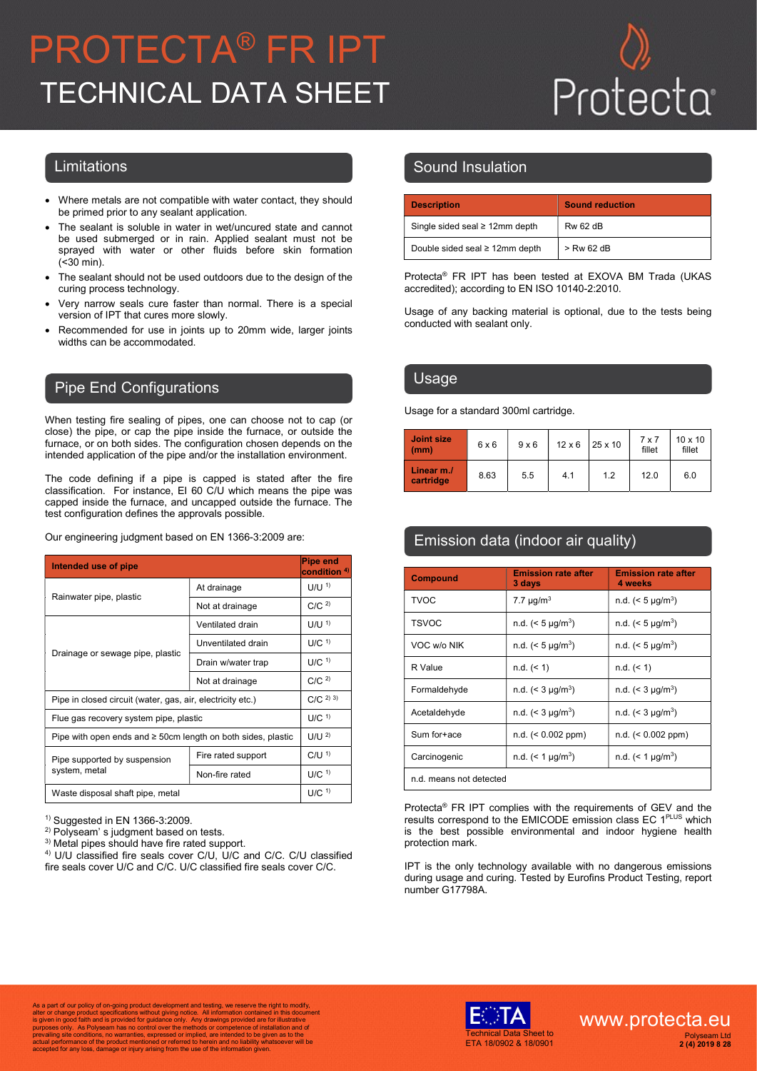# PROTECTA® FR IPT
# TECHNICAL DATA SHEET

## Limitations

- Where metals are not compatible with water contact, they should be primed prior to any sealant application.
- The sealant is soluble in water in wet/uncured state and cannot be used submerged or in rain. Applied sealant must not be sprayed with water or other fluids before skin formation (<30 min).
- The sealant should not be used outdoors due to the design of the curing process technology.
- Very narrow seals cure faster than normal. There is a special version of IPT that cures more slowly.
- Recommended for use in joints up to 20mm wide, larger joints widths can be accommodated.

## Pipe End Configurations

When testing fire sealing of pipes, one can choose not to cap (or close) the pipe, or cap the pipe inside the furnace, or outside the furnace, or on both sides. The configuration chosen depends on the intended application of the pipe and/or the installation environment.

The code defining if a pipe is capped is stated after the fire classification. For instance, EI 60 C/U which means the pipe was capped inside the furnace, and uncapped outside the furnace. The test configuration defines the approvals possible.

Our engineering judgment based on EN 1366-3:2009 are:

| Intended use of pipe | | Pipe end condition [4] |
|---|---|---|
| Rainwater pipe, plastic | At drainage | U/U [1] |
| | Not at drainage | C/C [2] |
| Drainage or sewage pipe, plastic | Ventilated drain | U/U [1] |
| | Unventilated drain | U/C [1] |
| | Drain w/water trap | U/C [1] |
| | Not at drainage | C/C [2] |
| Pipe in closed circuit (water, gas, air, electricity etc.) | | C/C [2] [3] |
| Flue gas recovery system pipe, plastic | | U/C [1] |
| Pipe with open ends and ≥ 50cm length on both sides, plastic | | U/U [2] |
| Pipe supported by suspension system, metal | Fire rated support | C/U [1] |
| | Non-fire rated | U/C [1] |
| Waste disposal shaft pipe, metal | | U/C [1] |

[1] Suggested in EN 1366-3:2009.
[2] Polyseam' s judgment based on tests.
[3] Metal pipes should have fire rated support.
[4] U/U classified fire seals cover C/U, U/C and C/C. C/U classified fire seals cover U/C and C/C. U/C classified fire seals cover C/C.

## Sound Insulation

| Description | Sound reduction |
|---|---|
| Single sided seal ≥ 12mm depth | Rw 62 dB |
| Double sided seal ≥ 12mm depth | > Rw 62 dB |

Protecta® FR IPT has been tested at EXOVA BM Trada (UKAS accredited); according to EN ISO 10140-2:2010.

Usage of any backing material is optional, due to the tests being conducted with sealant only.

## Usage

Usage for a standard 300ml cartridge.

| Joint size (mm) | 6 x 6 | 9 x 6 | 12 x 6 | 25 x 10 | 7 x 7 fillet | 10 x 10 fillet |
|---|---|---|---|---|---|---|
| Linear m./ cartridge | 8.63 | 5.5 | 4.1 | 1.2 | 12.0 | 6.0 |

## Emission data (indoor air quality)

| Compound | Emission rate after 3 days | Emission rate after 4 weeks |
|---|---|---|
| TVOC | 7.7 µg/m³ | n.d. (< 5 µg/m³) |
| TSVOC | n.d. (< 5 µg/m³) | n.d. (< 5 µg/m³) |
| VOC w/o NIK | n.d. (< 5 µg/m³) | n.d. (< 5 µg/m³) |
| R Value | n.d. (< 1) | n.d. (< 1) |
| Formaldehyde | n.d. (< 3 µg/m³) | n.d. (< 3 µg/m³) |
| Acetaldehyde | n.d. (< 3 µg/m³) | n.d. (< 3 µg/m³) |
| Sum for+ace | n.d. (< 0.002 ppm) | n.d. (< 0.002 ppm) |
| Carcinogenic | n.d. (< 1 µg/m³) | n.d. (< 1 µg/m³) |
| n.d. means not detected | | |

Protecta® FR IPT complies with the requirements of GEV and the results correspond to the EMICODE emission class EC 1PLUS which is the best possible environmental and indoor hygiene health protection mark.

IPT is the only technology available with no dangerous emissions during usage and curing. Tested by Eurofins Product Testing, report number G17798A.

As a part of our policy of on-going product development and testing, we reserve the right to modify, alter or change product specifications without giving notice. All information contained in this document is given in good faith and is provided for guidance only. Any drawings provided are for illustrative purposes only. As Polyseam has no control over the methods or competence of installation and of prevailing site conditions, no warranties, expressed or implied, are intended to be given as to the actual performance of the product mentioned or referred to herein and no liability whatsoever will be accepted for any loss, damage or injury arising from the use of the information given.

Technical Data Sheet to ETA 18/0902 & 18/0901

www.protecta.eu

Polyseam Ltd
2 (4) 2019 8 28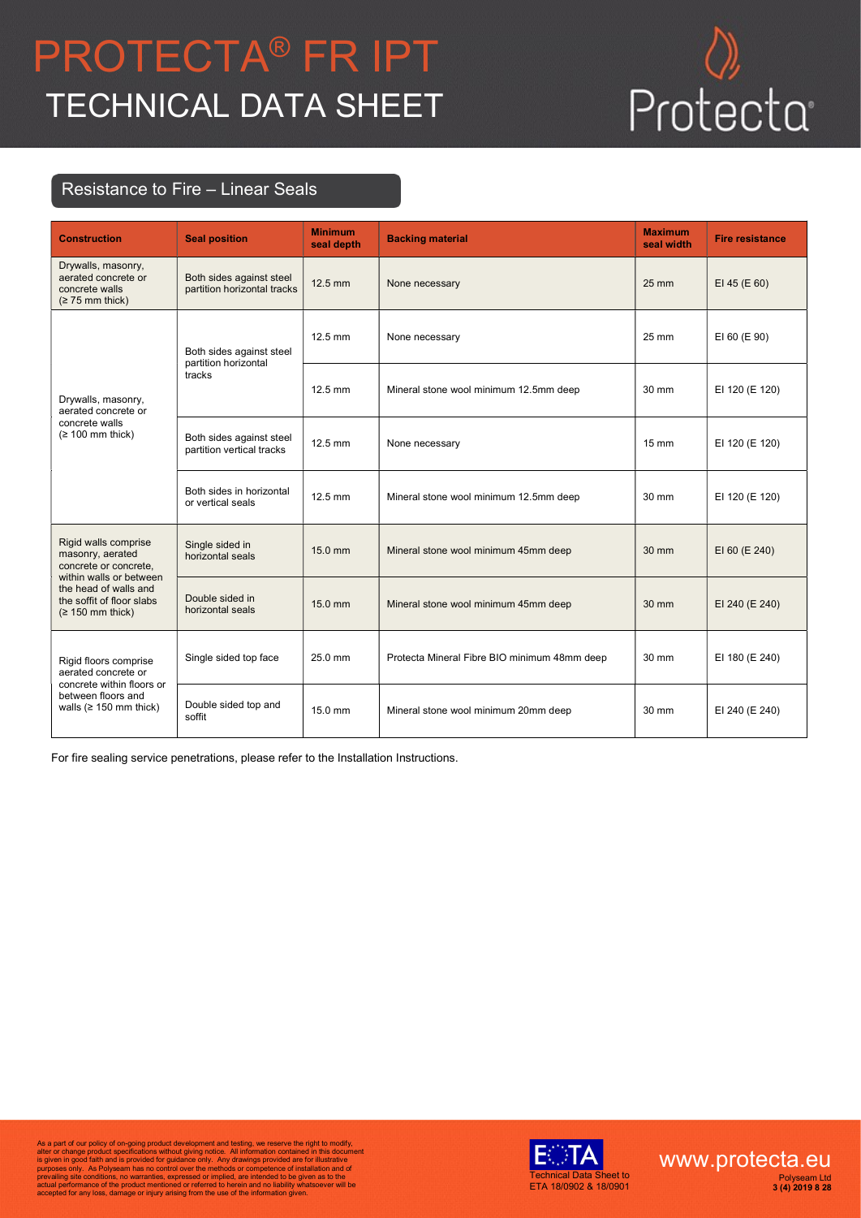# PROTECTA® FR IPT
# TECHNICAL DATA SHEET

## Resistance to Fire – Linear Seals

| Construction | Seal position | Minimum seal depth | Backing material | Maximum seal width | Fire resistance |
|---|---|---|---|---|---|
| Drywalls, masonry, aerated concrete or concrete walls (≥ 75 mm thick) | Both sides against steel partition horizontal tracks | 12.5 mm | None necessary | 25 mm | EI 45 (E 60) |
| Drywalls, masonry, aerated concrete or concrete walls (≥ 100 mm thick) | Both sides against steel partition horizontal tracks | 12.5 mm | None necessary | 25 mm | EI 60 (E 90) |
| | | 12.5 mm | Mineral stone wool minimum 12.5mm deep | 30 mm | EI 120 (E 120) |
| | Both sides against steel partition vertical tracks | 12.5 mm | None necessary | 15 mm | EI 120 (E 120) |
| | Both sides in horizontal or vertical seals | 12.5 mm | Mineral stone wool minimum 12.5mm deep | 30 mm | EI 120 (E 120) |
| Rigid walls comprise masonry, aerated concrete or concrete, within walls or between the head of walls and the soffit of floor slabs (≥ 150 mm thick) | Single sided in horizontal seals | 15.0 mm | Mineral stone wool minimum 45mm deep | 30 mm | EI 60 (E 240) |
| | Double sided in horizontal seals | 15.0 mm | Mineral stone wool minimum 45mm deep | 30 mm | EI 240 (E 240) |
| Rigid floors comprise aerated concrete or concrete within floors or between floors and walls (≥ 150 mm thick) | Single sided top face | 25.0 mm | Protecta Mineral Fibre BIO minimum 48mm deep | 30 mm | EI 180 (E 240) |
| | Double sided top and soffit | 15.0 mm | Mineral stone wool minimum 20mm deep | 30 mm | EI 240 (E 240) |

For fire sealing service penetrations, please refer to the Installation Instructions.

As a part of our policy of on-going product development and testing, we reserve the right to modify, alter or change product specifications without giving notice. All information contained in this document is given in good faith and is provided for guidance only. Any drawings provided are for illustrative purposes only. As Polyseam has no control over the methods or competence of installation and of prevailing site conditions, no warranties, expressed or implied, are intended to be given as to the actual performance of the product mentioned or referred to herein and no liability whatsoever will be accepted for any loss, damage or injury arising from the use of the information given.

Technical Data Sheet to ETA 18/0902 & 18/0901

www.protecta.eu

Polyseam Ltd
3 (4) 2019 8 28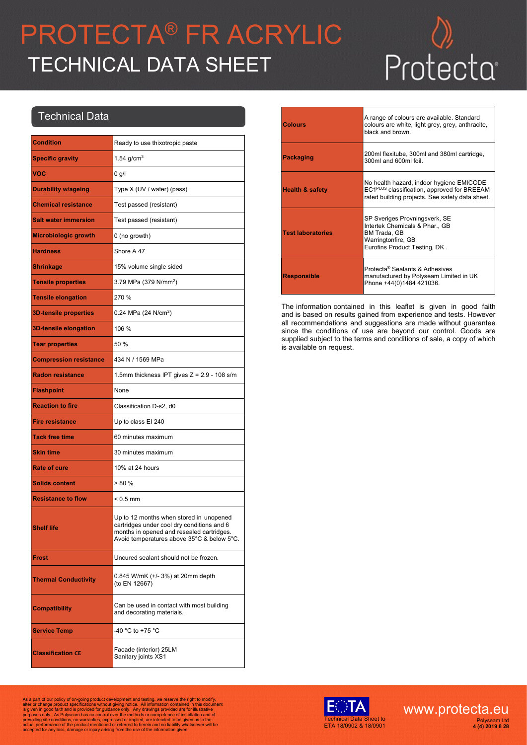# PROTECTA® FR ACRYLIC

# TECHNICAL DATA SHEET

## Technical Data

| | |
|---|---|
| **Condition** | Ready to use thixotropic paste |
| **Specific gravity** | 1.54 g/cm$^3$ |
| **VOC** | 0 g/l |
| **Durability w/ageing** | Type X (UV / water) (pass) |
| **Chemical resistance** | Test passed (resistant) |
| **Salt water immersion** | Test passed (resistant) |
| **Microbiologic growth** | 0 (no growth) |
| **Hardness** | Shore A 47 |
| **Shrinkage** | 15% volume single sided |
| **Tensile properties** | 3.79 MPa (379 N/mm$^2$) |
| **Tensile elongation** | 270 % |
| **3D-tensile properties** | 0.24 MPa (24 N/cm$^2$) |
| **3D-tensile elongation** | 106 % |
| **Tear properties** | 50 % |
| **Compression resistance** | 434 N / 1569 MPa |
| **Radon resistance** | 1.5mm thickness IPT gives Z = 2.9 - 108 s/m |
| **Flashpoint** | None |
| **Reaction to fire** | Classification D-s2, d0 |
| **Fire resistance** | Up to class EI 240 |
| **Tack free time** | 60 minutes maximum |
| **Skin time** | 30 minutes maximum |
| **Rate of cure** | 10% at 24 hours |
| **Solids content** | > 80 % |
| **Resistance to flow** | < 0.5 mm |
| **Shelf life** | Up to 12 months when stored in unopened cartridges under cool dry conditions and 6 months in opened and resealed cartridges. Avoid temperatures above 35°C & below 5°C. |
| **Frost** | Uncured sealant should not be frozen. |
| **Thermal Conductivity** | 0.845 W/mK (+/- 3%) at 20mm depth (to EN 12667) |
| **Compatibility** | Can be used in contact with most building and decorating materials. |
| **Service Temp** | -40 °C to +75 °C |
| **Classification CE** | Facade (interior) 25LM<br>Sanitary joints XS1 |

| | |
|---|---|
| **Colours** | A range of colours are available. Standard colours are white, light grey, grey, anthracite, black and brown. |
| **Packaging** | 200ml flexitube, 300ml and 380ml cartridge, 300ml and 600ml foil. |
| **Health & safety** | No health hazard, indoor hygiene EMICODE EC1PLUS classification, approved for BREEAM rated building projects. See safety data sheet. |
| **Test laboratories** | SP Sveriges Provningsverk, SE<br>Intertek Chemicals & Phar., GB<br>BM Trada, GB<br>Warringtonfire, GB<br>Eurofins Product Testing, DK . |
| **Responsible** | Protecta® Sealants & Adhesives manufactured by Polyseam Limited in UK Phone +44(0)1484 421036. |

The information contained in this leaflet is given in good faith and is based on results gained from experience and tests. However all recommendations and suggestions are made without guarantee since the conditions of use are beyond our control. Goods are supplied subject to the terms and conditions of sale, a copy of which is available on request.

As a part of our policy of on-going product development and testing, we reserve the right to modify, alter or change product specifications without giving notice. All information contained in this document is given in good faith and is provided for guidance only. Any drawings provided are for illustrative purposes only. As Polyseam has no control over the methods or competence of installation and of prevailing site conditions, no warranties, expressed or implied, are intended to be given as to the actual performance of the product mentioned or referred to herein and no liability whatsoever will be accepted for any loss, damage or injury arising from the use of the information given.

Technical Data Sheet to ETA 18/0902 & 18/0901

www.protecta.eu

Polyseam Ltd

4 (4) 2019 8 28